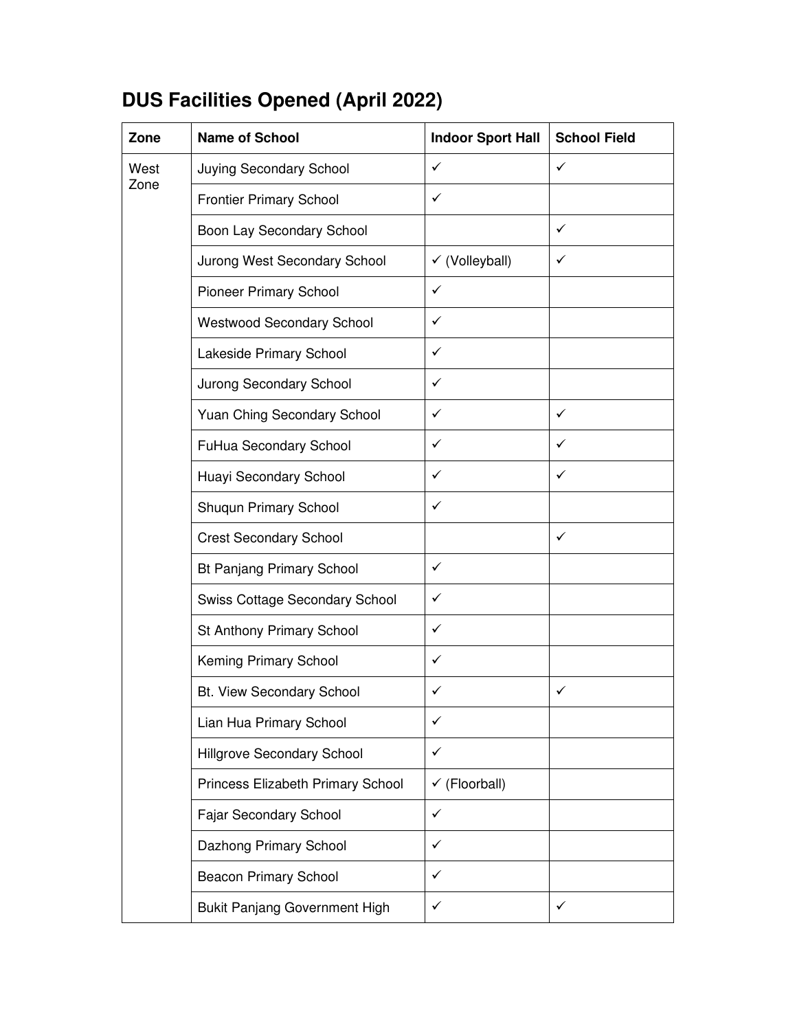# DUS Facilities Opened (April 2022)

| Zone | Name of School | Indoor Sport Hall | School Field |
|---|---|---|---|
| West Zone | Juying Secondary School | ✓ | ✓ |
| | Frontier Primary School | ✓ | |
| | Boon Lay Secondary School | | ✓ |
| | Jurong West Secondary School | ✓ (Volleyball) | ✓ |
| | Pioneer Primary School | ✓ | |
| | Westwood Secondary School | ✓ | |
| | Lakeside Primary School | ✓ | |
| | Jurong Secondary School | ✓ | |
| | Yuan Ching Secondary School | ✓ | ✓ |
| | FuHua Secondary School | ✓ | ✓ |
| | Huayi Secondary School | ✓ | ✓ |
| | Shuqun Primary School | ✓ | |
| | Crest Secondary School | | ✓ |
| | Bt Panjang Primary School | ✓ | |
| | Swiss Cottage Secondary School | ✓ | |
| | St Anthony Primary School | ✓ | |
| | Keming Primary School | ✓ | |
| | Bt. View Secondary School | ✓ | ✓ |
| | Lian Hua Primary School | ✓ | |
| | Hillgrove Secondary School | ✓ | |
| | Princess Elizabeth Primary School | ✓ (Floorball) | |
| | Fajar Secondary School | ✓ | |
| | Dazhong Primary School | ✓ | |
| | Beacon Primary School | ✓ | |
| | Bukit Panjang Government High | ✓ | ✓ |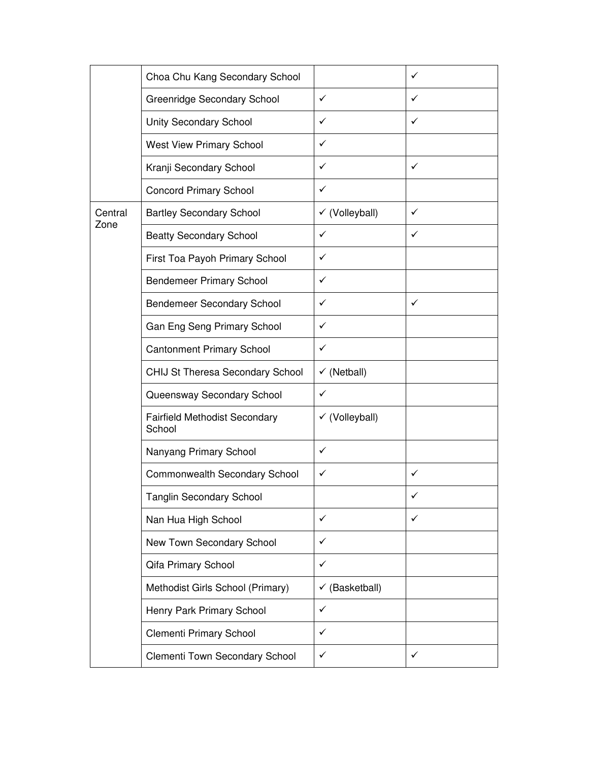| | | | |
|---|---|---|---|
| | Choa Chu Kang Secondary School | | ✓ |
| | Greenridge Secondary School | ✓ | ✓ |
| | Unity Secondary School | ✓ | ✓ |
| | West View Primary School | ✓ | |
| | Kranji Secondary School | ✓ | ✓ |
| | Concord Primary School | ✓ | |
| Central Zone | Bartley Secondary School | ✓ (Volleyball) | ✓ |
| | Beatty Secondary School | ✓ | ✓ |
| | First Toa Payoh Primary School | ✓ | |
| | Bendemeer Primary School | ✓ | |
| | Bendemeer Secondary School | ✓ | ✓ |
| | Gan Eng Seng Primary School | ✓ | |
| | Cantonment Primary School | ✓ | |
| | CHIJ St Theresa Secondary School | ✓ (Netball) | |
| | Queensway Secondary School | ✓ | |
| | Fairfield Methodist Secondary School | ✓ (Volleyball) | |
| | Nanyang Primary School | ✓ | |
| | Commonwealth Secondary School | ✓ | ✓ |
| | Tanglin Secondary School | | ✓ |
| | Nan Hua High School | ✓ | ✓ |
| | New Town Secondary School | ✓ | |
| | Qifa Primary School | ✓ | |
| | Methodist Girls School (Primary) | ✓ (Basketball) | |
| | Henry Park Primary School | ✓ | |
| | Clementi Primary School | ✓ | |
| | Clementi Town Secondary School | ✓ | ✓ |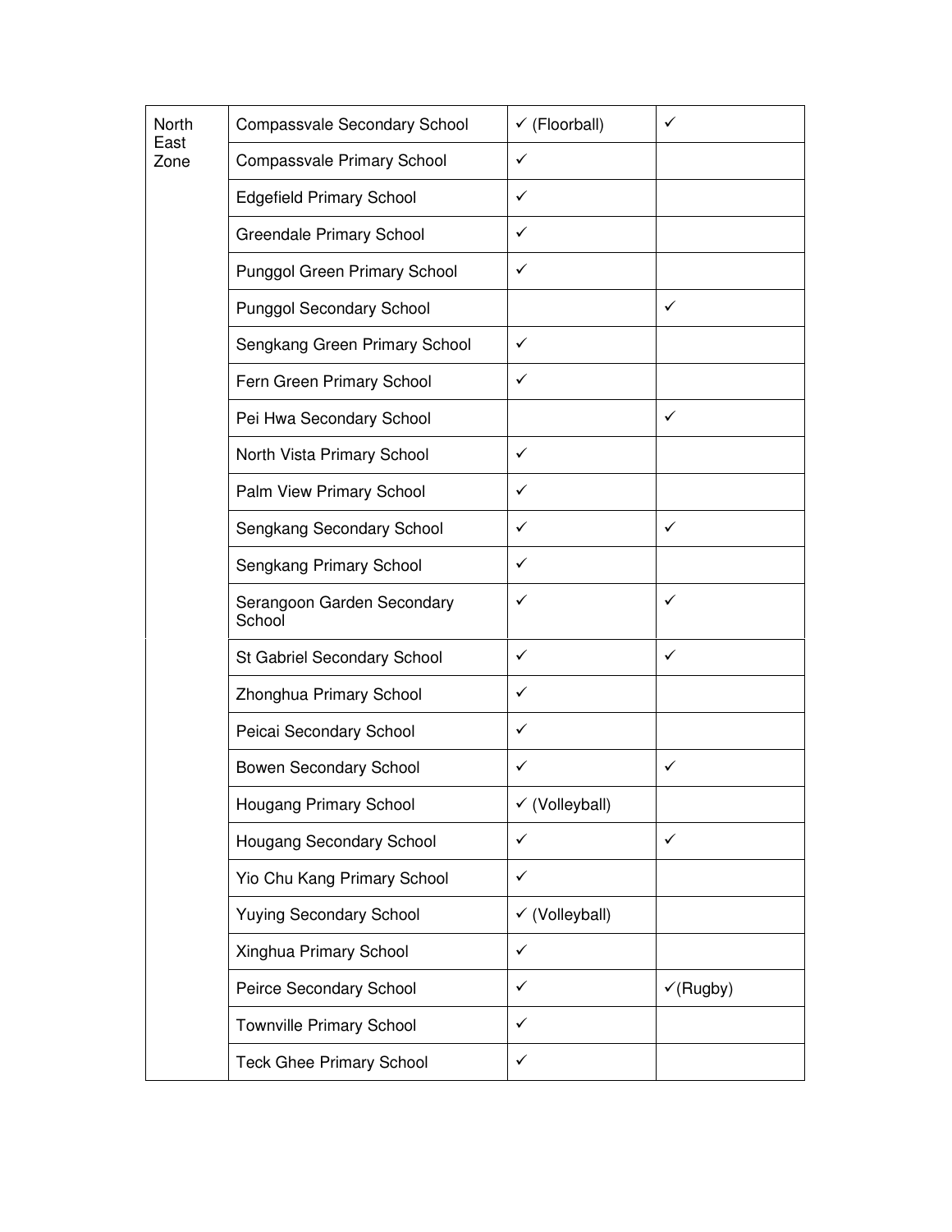| | | | |
|---|---|---|---|
| North East Zone | Compassvale Secondary School | ✓ (Floorball) | ✓ |
| | Compassvale Primary School | ✓ | |
| | Edgefield Primary School | ✓ | |
| | Greendale Primary School | ✓ | |
| | Punggol Green Primary School | ✓ | |
| | Punggol Secondary School | | ✓ |
| | Sengkang Green Primary School | ✓ | |
| | Fern Green Primary School | ✓ | |
| | Pei Hwa Secondary School | | ✓ |
| | North Vista Primary School | ✓ | |
| | Palm View Primary School | ✓ | |
| | Sengkang Secondary School | ✓ | ✓ |
| | Sengkang Primary School | ✓ | |
| | Serangoon Garden Secondary School | ✓ | ✓ |
| | St Gabriel Secondary School | ✓ | ✓ |
| | Zhonghua Primary School | ✓ | |
| | Peicai Secondary School | ✓ | |
| | Bowen Secondary School | ✓ | ✓ |
| | Hougang Primary School | ✓ (Volleyball) | |
| | Hougang Secondary School | ✓ | ✓ |
| | Yio Chu Kang Primary School | ✓ | |
| | Yuying Secondary School | ✓ (Volleyball) | |
| | Xinghua Primary School | ✓ | |
| | Peirce Secondary School | ✓ | ✓(Rugby) |
| | Townville Primary School | ✓ | |
| | Teck Ghee Primary School | ✓ | |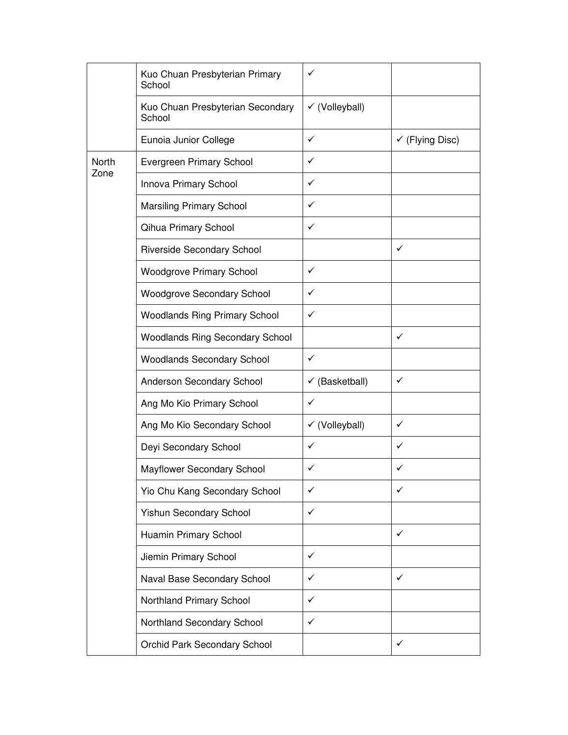| | | | |
|---|---|---|---|
| | Kuo Chuan Presbyterian Primary School | ✓ | |
| | Kuo Chuan Presbyterian Secondary School | ✓ (Volleyball) | |
| | Eunoia Junior College | ✓ | ✓ (Flying Disc) |
| North Zone | Evergreen Primary School | ✓ | |
| | Innova Primary School | ✓ | |
| | Marsiling Primary School | ✓ | |
| | Qihua Primary School | ✓ | |
| | Riverside Secondary School | | ✓ |
| | Woodgrove Primary School | ✓ | |
| | Woodgrove Secondary School | ✓ | |
| | Woodlands Ring Primary School | ✓ | |
| | Woodlands Ring Secondary School | | ✓ |
| | Woodlands Secondary School | ✓ | |
| | Anderson Secondary School | ✓ (Basketball) | ✓ |
| | Ang Mo Kio Primary School | ✓ | |
| | Ang Mo Kio Secondary School | ✓ (Volleyball) | ✓ |
| | Deyi Secondary School | ✓ | ✓ |
| | Mayflower Secondary School | ✓ | ✓ |
| | Yio Chu Kang Secondary School | ✓ | ✓ |
| | Yishun Secondary School | ✓ | |
| | Huamin Primary School | | ✓ |
| | Jiemin Primary School | ✓ | |
| | Naval Base Secondary School | ✓ | ✓ |
| | Northland Primary School | ✓ | |
| | Northland Secondary School | ✓ | |
| | Orchid Park Secondary School | | ✓ |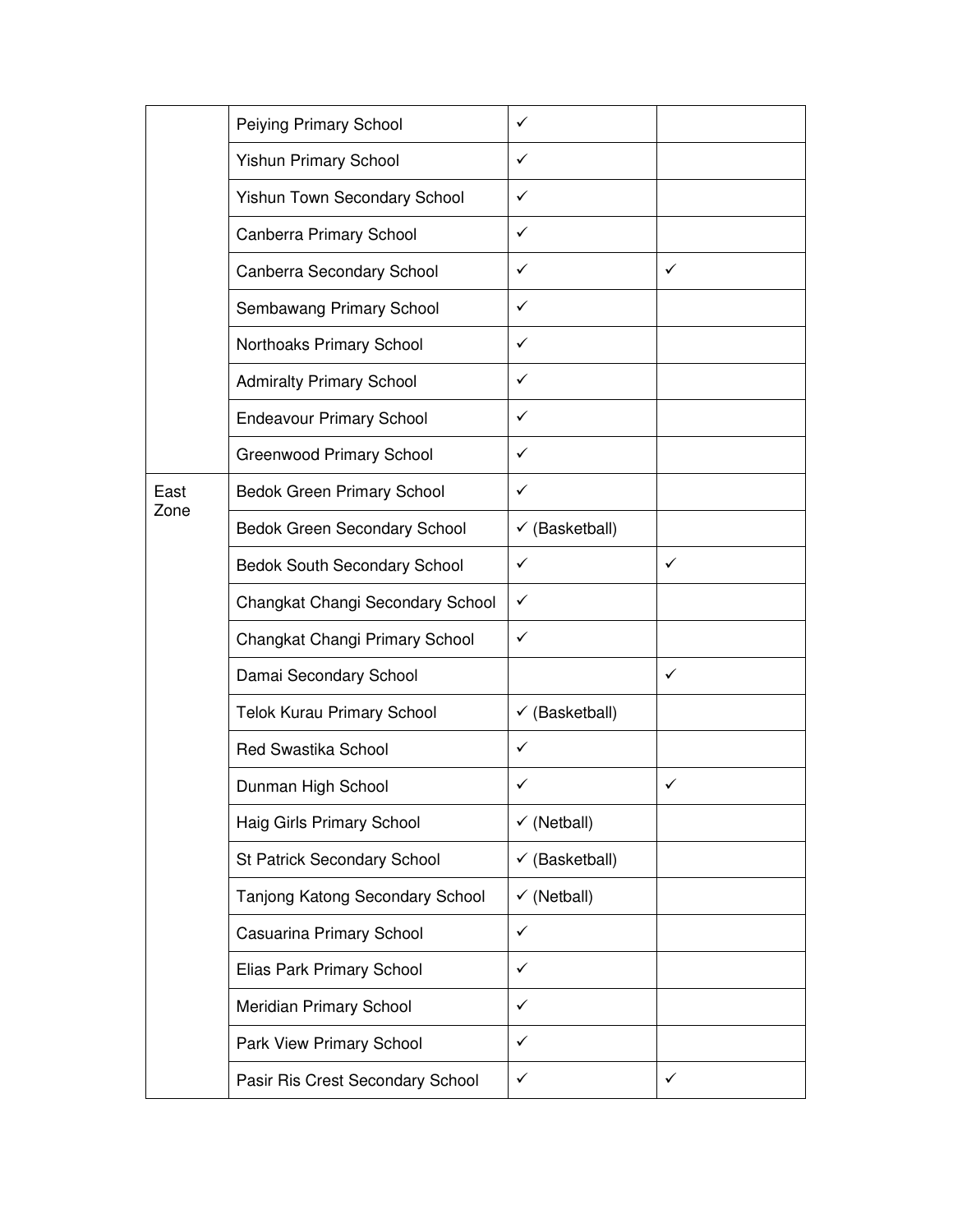| | | | |
|---|---|---|---|
| | Peiying Primary School | ✓ | |
| | Yishun Primary School | ✓ | |
| | Yishun Town Secondary School | ✓ | |
| | Canberra Primary School | ✓ | |
| | Canberra Secondary School | ✓ | ✓ |
| | Sembawang Primary School | ✓ | |
| | Northoaks Primary School | ✓ | |
| | Admiralty Primary School | ✓ | |
| | Endeavour Primary School | ✓ | |
| | Greenwood Primary School | ✓ | |
| East Zone | Bedok Green Primary School | ✓ | |
| | Bedok Green Secondary School | ✓ (Basketball) | |
| | Bedok South Secondary School | ✓ | ✓ |
| | Changkat Changi Secondary School | ✓ | |
| | Changkat Changi Primary School | ✓ | |
| | Damai Secondary School | | ✓ |
| | Telok Kurau Primary School | ✓ (Basketball) | |
| | Red Swastika School | ✓ | |
| | Dunman High School | ✓ | ✓ |
| | Haig Girls Primary School | ✓ (Netball) | |
| | St Patrick Secondary School | ✓ (Basketball) | |
| | Tanjong Katong Secondary School | ✓ (Netball) | |
| | Casuarina Primary School | ✓ | |
| | Elias Park Primary School | ✓ | |
| | Meridian Primary School | ✓ | |
| | Park View Primary School | ✓ | |
| | Pasir Ris Crest Secondary School | ✓ | ✓ |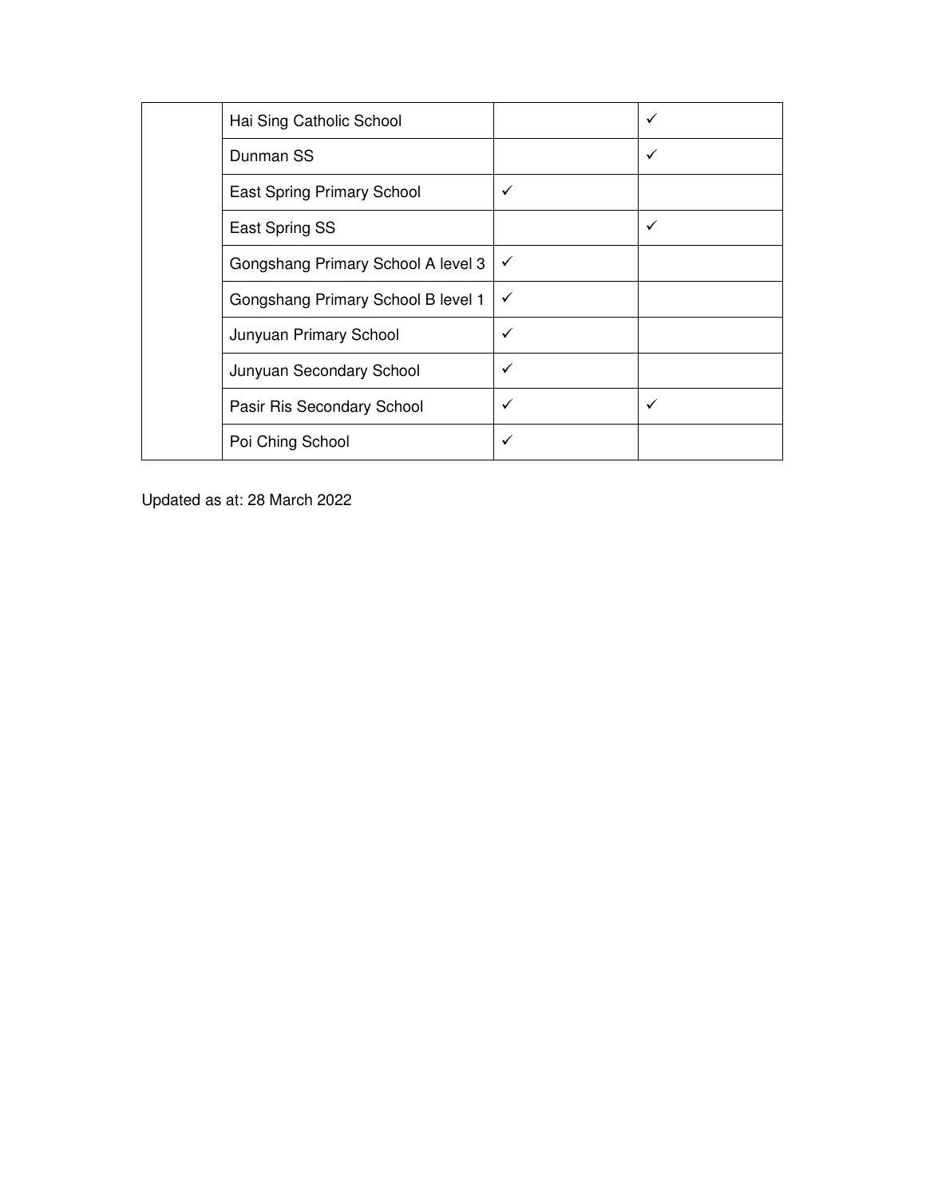| | | | |
|---|---|---|---|
| | Hai Sing Catholic School | | ✓ |
| | Dunman SS | | ✓ |
| | East Spring Primary School | ✓ | |
| | East Spring SS | | ✓ |
| | Gongshang Primary School A level 3 | ✓ | |
| | Gongshang Primary School B level 1 | ✓ | |
| | Junyuan Primary School | ✓ | |
| | Junyuan Secondary School | ✓ | |
| | Pasir Ris Secondary School | ✓ | ✓ |
| | Poi Ching School | ✓ | |

Updated as at: 28 March 2022